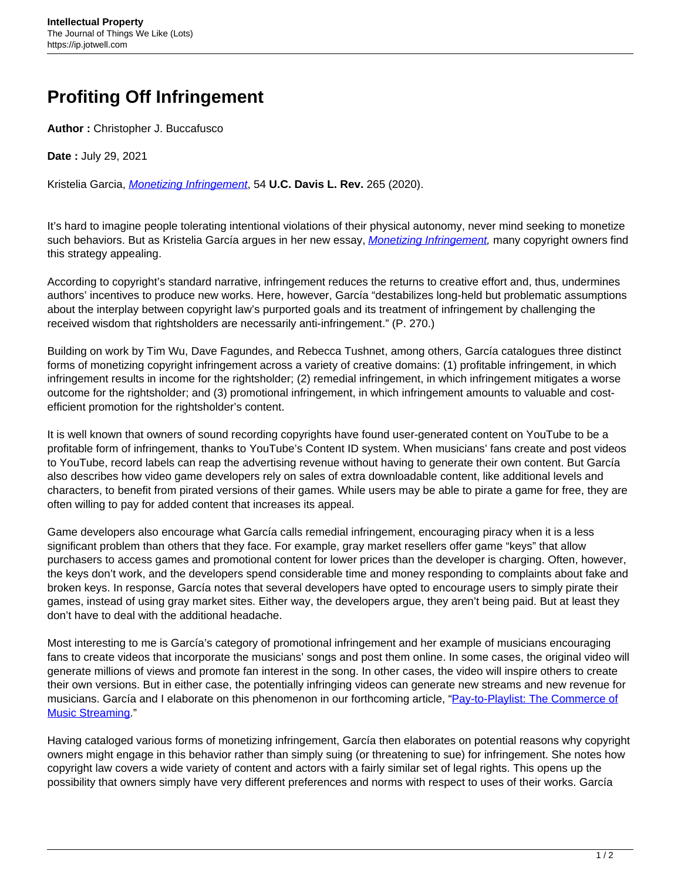# Profiting Off Infringement

**Author :** Christopher J. Buccafusco

**Date :** July 29, 2021

Kristelia Garcia, *Monetizing Infringement*, 54 **U.C. Davis L. Rev.** 265 (2020).

It's hard to imagine people tolerating intentional violations of their physical autonomy, never mind seeking to monetize such behaviors. But as Kristelia García argues in her new essay, *Monetizing Infringement,* many copyright owners find this strategy appealing.

According to copyright's standard narrative, infringement reduces the returns to creative effort and, thus, undermines authors' incentives to produce new works. Here, however, García "destabilizes long-held but problematic assumptions about the interplay between copyright law's purported goals and its treatment of infringement by challenging the received wisdom that rightsholders are necessarily anti-infringement." (P. 270.)

Building on work by Tim Wu, Dave Fagundes, and Rebecca Tushnet, among others, García catalogues three distinct forms of monetizing copyright infringement across a variety of creative domains: (1) profitable infringement, in which infringement results in income for the rightsholder; (2) remedial infringement, in which infringement mitigates a worse outcome for the rightsholder; and (3) promotional infringement, in which infringement amounts to valuable and cost-efficient promotion for the rightsholder's content.

It is well known that owners of sound recording copyrights have found user-generated content on YouTube to be a profitable form of infringement, thanks to YouTube's Content ID system. When musicians' fans create and post videos to YouTube, record labels can reap the advertising revenue without having to generate their own content. But García also describes how video game developers rely on sales of extra downloadable content, like additional levels and characters, to benefit from pirated versions of their games. While users may be able to pirate a game for free, they are often willing to pay for added content that increases its appeal.

Game developers also encourage what García calls remedial infringement, encouraging piracy when it is a less significant problem than others that they face. For example, gray market resellers offer game "keys" that allow purchasers to access games and promotional content for lower prices than the developer is charging. Often, however, the keys don't work, and the developers spend considerable time and money responding to complaints about fake and broken keys. In response, García notes that several developers have opted to encourage users to simply pirate their games, instead of using gray market sites. Either way, the developers argue, they aren't being paid. But at least they don't have to deal with the additional headache.

Most interesting to me is García's category of promotional infringement and her example of musicians encouraging fans to create videos that incorporate the musicians' songs and post them online. In some cases, the original video will generate millions of views and promote fan interest in the song. In other cases, the video will inspire others to create their own versions. But in either case, the potentially infringing videos can generate new streams and new revenue for musicians. García and I elaborate on this phenomenon in our forthcoming article, "Pay-to-Playlist: The Commerce of Music Streaming."

Having cataloged various forms of monetizing infringement, García then elaborates on potential reasons why copyright owners might engage in this behavior rather than simply suing (or threatening to sue) for infringement. She notes how copyright law covers a wide variety of content and actors with a fairly similar set of legal rights. This opens up the possibility that owners simply have very different preferences and norms with respect to uses of their works. García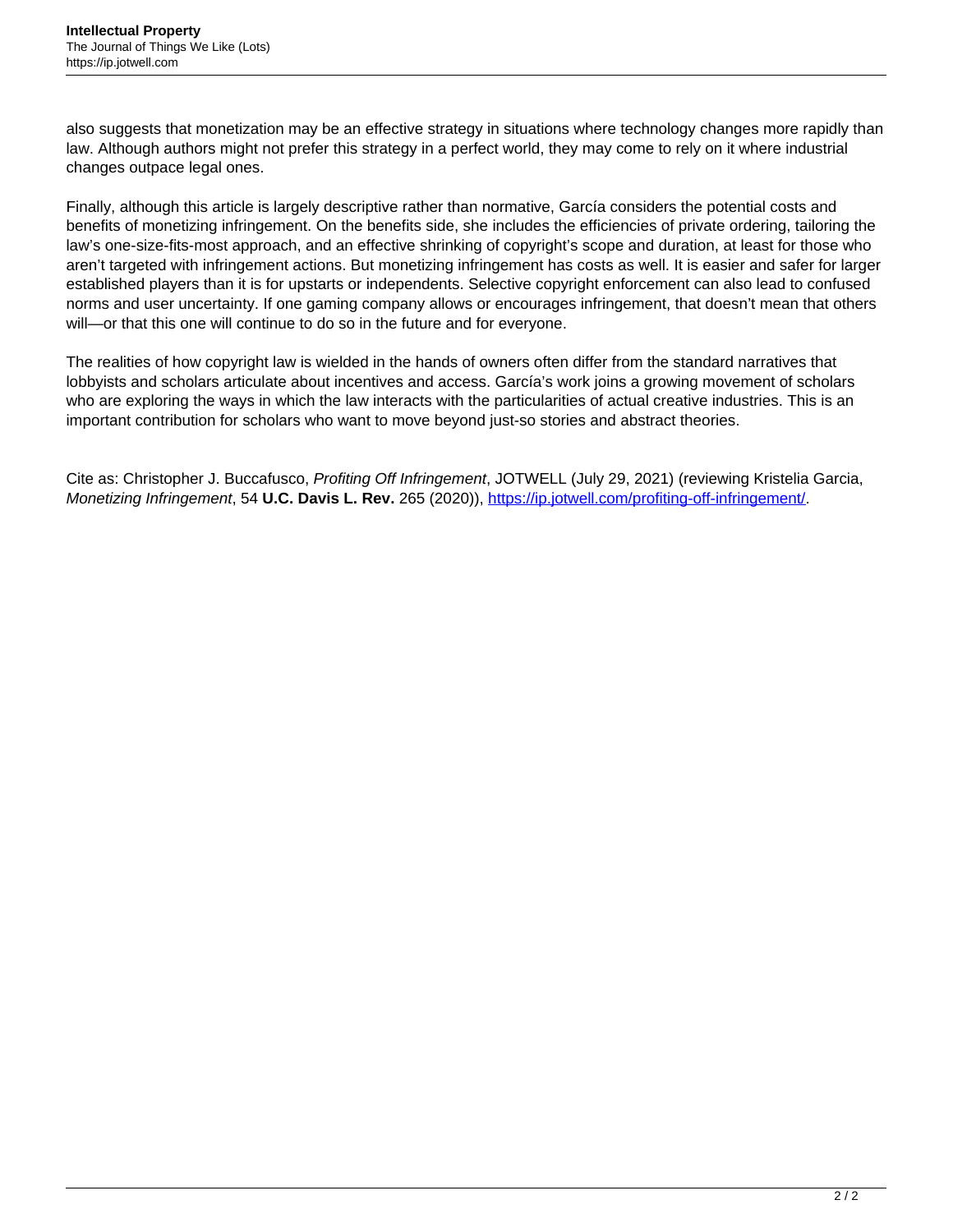also suggests that monetization may be an effective strategy in situations where technology changes more rapidly than law. Although authors might not prefer this strategy in a perfect world, they may come to rely on it where industrial changes outpace legal ones.

Finally, although this article is largely descriptive rather than normative, García considers the potential costs and benefits of monetizing infringement. On the benefits side, she includes the efficiencies of private ordering, tailoring the law's one-size-fits-most approach, and an effective shrinking of copyright's scope and duration, at least for those who aren't targeted with infringement actions. But monetizing infringement has costs as well. It is easier and safer for larger established players than it is for upstarts or independents. Selective copyright enforcement can also lead to confused norms and user uncertainty. If one gaming company allows or encourages infringement, that doesn't mean that others will—or that this one will continue to do so in the future and for everyone.

The realities of how copyright law is wielded in the hands of owners often differ from the standard narratives that lobbyists and scholars articulate about incentives and access. García's work joins a growing movement of scholars who are exploring the ways in which the law interacts with the particularities of actual creative industries. This is an important contribution for scholars who want to move beyond just-so stories and abstract theories.

Cite as: Christopher J. Buccafusco, *Profiting Off Infringement*, JOTWELL (July 29, 2021) (reviewing Kristelia Garcia, *Monetizing Infringement*, 54 **U.C. Davis L. Rev.** 265 (2020)), [https://ip.jotwell.com/profiting-off-infringement/](https://ip.jotwell.com/profiting-off-infringement/).